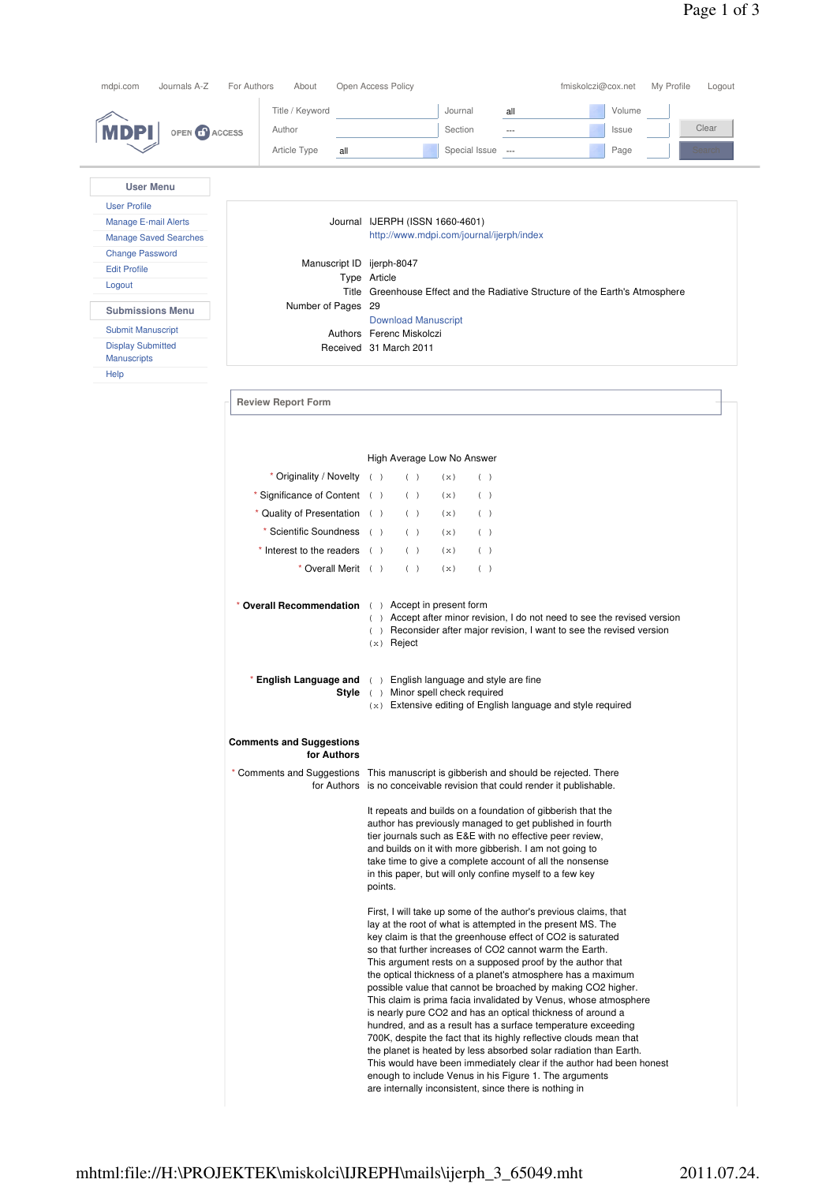mdpi.com Journals A-Z For Authors About Open Access Policy fmiskolczi@cox.net My Profile Logout

MDPI OPEN ACCESS

Title / Keyword | Journal all | Volume
Author | Section --- | Issue | Clear
Article Type all | Special Issue --- | Page | Search

**User Menu**

- User Profile
- Manage E-mail Alerts
- Manage Saved Searches
- Change Password
- Edit Profile
- Logout

**Submissions Menu**

- Submit Manuscript
- Display Submitted Manuscripts
- Help

| | |
|---|---|
| Journal | IJERPH (ISSN 1660-4601) http://www.mdpi.com/journal/ijerph/index |
| Manuscript ID | ijerph-8047 |
| Type | Article |
| Title | Greenhouse Effect and the Radiative Structure of the Earth's Atmosphere |
| Number of Pages | 29 |
| | Download Manuscript |
| Authors | Ferenc Miskolczi |
| Received | 31 March 2011 |

**Review Report Form**

| | High | Average | Low | No Answer |
|---|---|---|---|---|
| * Originality / Novelty | ( ) | ( ) | (x) | ( ) |
| * Significance of Content | ( ) | ( ) | (x) | ( ) |
| * Quality of Presentation | ( ) | ( ) | (x) | ( ) |
| * Scientific Soundness | ( ) | ( ) | (x) | ( ) |
| * Interest to the readers | ( ) | ( ) | (x) | ( ) |
| * Overall Merit | ( ) | ( ) | (x) | ( ) |

**\* Overall Recommendation**

( ) Accept in present form
( ) Accept after minor revision, I do not need to see the revised version
( ) Reconsider after major revision, I want to see the revised version
(x) Reject

**\* English Language and Style**

( ) English language and style are fine
( ) Minor spell check required
(x) Extensive editing of English language and style required

**Comments and Suggestions for Authors**

\* Comments and Suggestions for Authors

This manuscript is gibberish and should be rejected. There is no conceivable revision that could render it publishable.

It repeats and builds on a foundation of gibberish that the author has previously managed to get published in fourth tier journals such as E&E with no effective peer review, and builds on it with more gibberish. I am not going to take time to give a complete account of all the nonsense in this paper, but will only confine myself to a few key points.

First, I will take up some of the author's previous claims, that lay at the root of what is attempted in the present MS. The key claim is that the greenhouse effect of CO2 is saturated so that further increases of CO2 cannot warm the Earth. This argument rests on a supposed proof by the author that the optical thickness of a planet's atmosphere has a maximum possible value that cannot be broached by making CO2 higher. This claim is prima facia invalidated by Venus, whose atmosphere is nearly pure CO2 and has an optical thickness of around a hundred, and as a result has a surface temperature exceeding 700K, despite the fact that its highly reflective clouds mean that the planet is heated by less absorbed solar radiation than Earth. This would have been immediately clear if the author had been honest enough to include Venus in his Figure 1. The arguments are internally inconsistent, since there is nothing in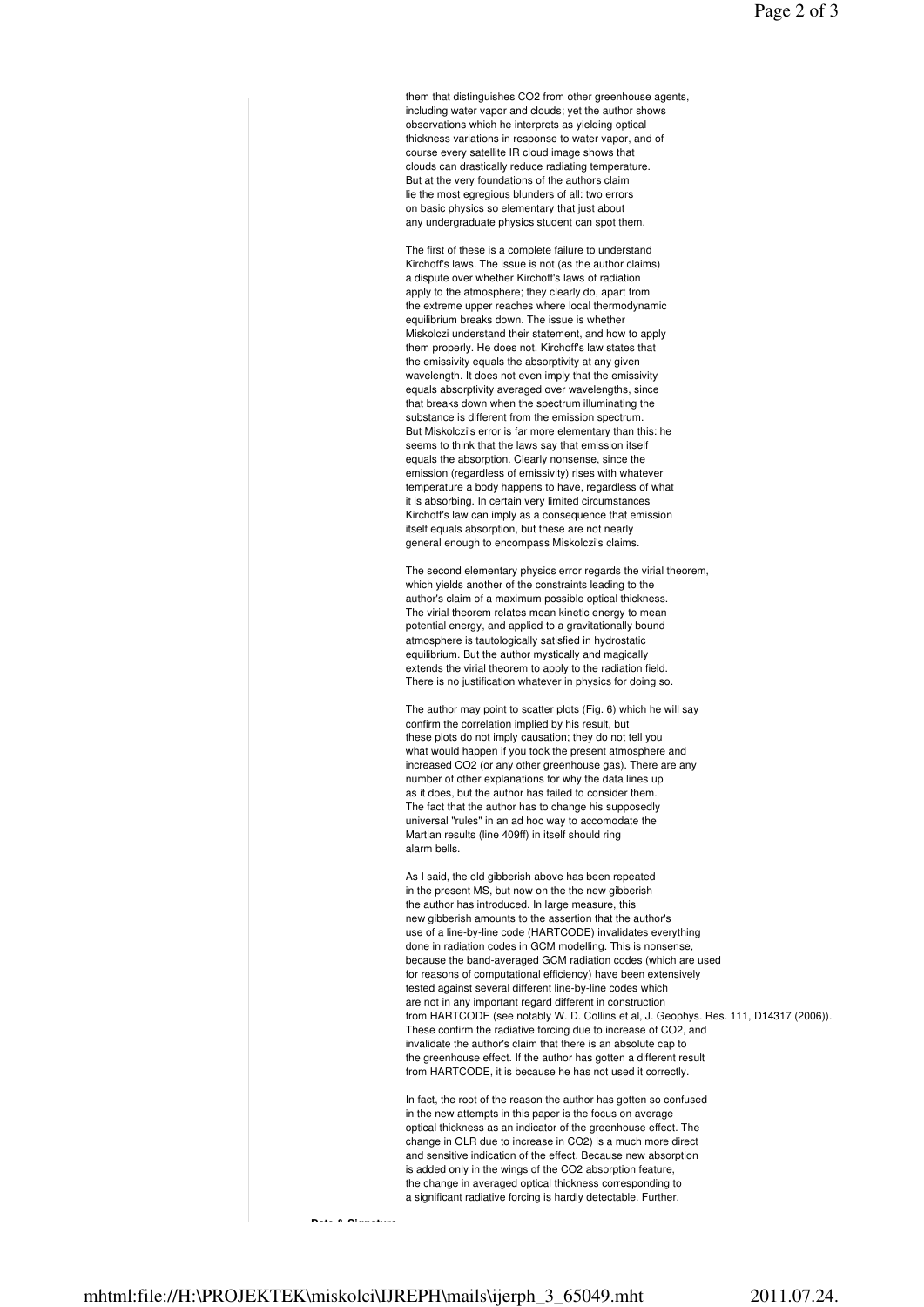them that distinguishes $CO_2$ from other greenhouse agents, including water vapor and clouds; yet the author shows observations which he interprets as yielding optical thickness variations in response to water vapor, and of course every satellite IR cloud image shows that clouds can drastically reduce radiating temperature. But at the very foundations of the authors claim lie the most egregious blunders of all: two errors on basic physics so elementary that just about any undergraduate physics student can spot them.

The first of these is a complete failure to understand Kirchoff's laws. The issue is not (as the author claims) a dispute over whether Kirchoff's laws of radiation apply to the atmosphere; they clearly do, apart from the extreme upper reaches where local thermodynamic equilibrium breaks down. The issue is whether Miskolczi understand their statement, and how to apply them properly. He does not. Kirchoff's law states that the emissivity equals the absorptivity at any given wavelength. It does not even imply that the emissivity equals absorptivity averaged over wavelengths, since that breaks down when the spectrum illuminating the substance is different from the emission spectrum. But Miskolczi's error is far more elementary than this: he seems to think that the laws say that emission itself equals the absorption. Clearly nonsense, since the emission (regardless of emissivity) rises with whatever temperature a body happens to have, regardless of what it is absorbing. In certain very limited circumstances Kirchoff's law can imply as a consequence that emission itself equals absorption, but these are not nearly general enough to encompass Miskolczi's claims.

The second elementary physics error regards the virial theorem, which yields another of the constraints leading to the author's claim of a maximum possible optical thickness. The virial theorem relates mean kinetic energy to mean potential energy, and applied to a gravitationally bound atmosphere is tautologically satisfied in hydrostatic equilibrium. But the author mystically and magically extends the virial theorem to apply to the radiation field. There is no justification whatever in physics for doing so.

The author may point to scatter plots (Fig. 6) which he will say confirm the correlation implied by his result, but these plots do not imply causation; they do not tell you what would happen if you took the present atmosphere and increased $CO_2$ (or any other greenhouse gas). There are any number of other explanations for why the data lines up as it does, but the author has failed to consider them. The fact that the author has to change his supposedly universal "rules" in an ad hoc way to accomodate the Martian results (line 409ff) in itself should ring alarm bells.

As I said, the old gibberish above has been repeated in the present MS, but now on the the new gibberish the author has introduced. In large measure, this new gibberish amounts to the assertion that the author's use of a line-by-line code (HARTCODE) invalidates everything done in radiation codes in GCM modelling. This is nonsense, because the band-averaged GCM radiation codes (which are used for reasons of computational efficiency) have been extensively tested against several different line-by-line codes which are not in any important regard different in construction from HARTCODE (see notably W. D. Collins et al, J. Geophys. Res. 111, D14317 (2006)). These confirm the radiative forcing due to increase of $CO_2$, and invalidate the author's claim that there is an absolute cap to the greenhouse effect. If the author has gotten a different result from HARTCODE, it is because he has not used it correctly.

In fact, the root of the reason the author has gotten so confused in the new attempts in this paper is the focus on average optical thickness as an indicator of the greenhouse effect. The change in OLR due to increase in $CO_2$) is a much more direct and sensitive indication of the effect. Because new absorption is added only in the wings of the $CO_2$ absorption feature, the change in averaged optical thickness corresponding to a significant radiative forcing is hardly detectable. Further,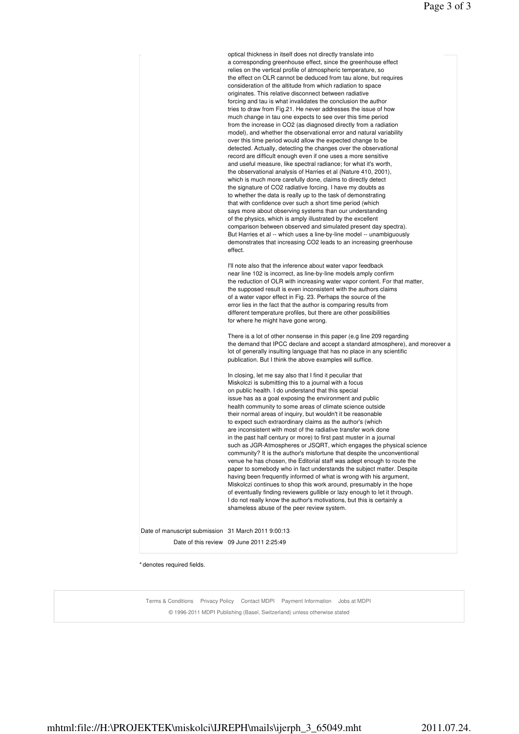optical thickness in itself does not directly translate into a corresponding greenhouse effect, since the greenhouse effect relies on the vertical profile of atmospheric temperature, so the effect on OLR cannot be deduced from tau alone, but requires consideration of the altitude from which radiation to space originates. This relative disconnect between radiative forcing and tau is what invalidates the conclusion the author tries to draw from Fig.21. He never addresses the issue of how much change in tau one expects to see over this time period from the increase in $CO_2$ (as diagnosed directly from a radiation model), and whether the observational error and natural variability over this time period would allow the expected change to be detected. Actually, detecting the changes over the observational record are difficult enough even if one uses a more sensitive and useful measure, like spectral radiance; for what it's worth, the observational analysis of Harries et al (Nature 410, 2001), which is much more carefully done, claims to directly detect the signature of $CO_2$ radiative forcing. I have my doubts as to whether the data is really up to the task of demonstrating that with confidence over such a short time period (which says more about observing systems than our understanding of the physics, which is amply illustrated by the excellent comparison between observed and simulated present day spectra). But Harries et al -- which uses a line-by-line model -- unambiguously demonstrates that increasing $CO_2$ leads to an increasing greenhouse effect.

I'll note also that the inference about water vapor feedback near line 102 is incorrect, as line-by-line models amply confirm the reduction of OLR with increasing water vapor content. For that matter, the supposed result is even inconsistent with the authors claims of a water vapor effect in Fig. 23. Perhaps the source of the error lies in the fact that the author is comparing results from different temperature profiles, but there are other possibilities for where he might have gone wrong.

There is a lot of other nonsense in this paper (e.g line 209 regarding the demand that IPCC declare and accept a standard atmosphere), and moreover a lot of generally insulting language that has no place in any scientific publication. But I think the above examples will suffice.

In closing, let me say also that I find it peculiar that Miskolczi is submitting this to a journal with a focus on public health. I do understand that this special issue has as a goal exposing the environment and public health community to some areas of climate science outside their normal areas of inquiry, but wouldn't it be reasonable to expect such extraordinary claims as the author's (which are inconsistent with most of the radiative transfer work done in the past half century or more) to first past muster in a journal such as JGR-Atmospheres or JSQRT, which engages the physical science community? It is the author's misfortune that despite the unconventional venue he has chosen, the Editorial staff was adept enough to route the paper to somebody who in fact understands the subject matter. Despite having been frequently informed of what is wrong with his argument, Miskolczi continues to shop this work around, presumably in the hope of eventually finding reviewers gullible or lazy enough to let it through. I do not really know the author's motivations, but this is certainly a shameless abuse of the peer review system.

| | |
|---|---|
| Date of manuscript submission | 31 March 2011 9:00:13 |
| Date of this review | 09 June 2011 2:25:49 |

* denotes required fields.

Terms & Conditions   Privacy Policy   Contact MDPI   Payment Information   Jobs at MDPI

© 1996-2011 MDPI Publishing (Basel, Switzerland) unless otherwise stated